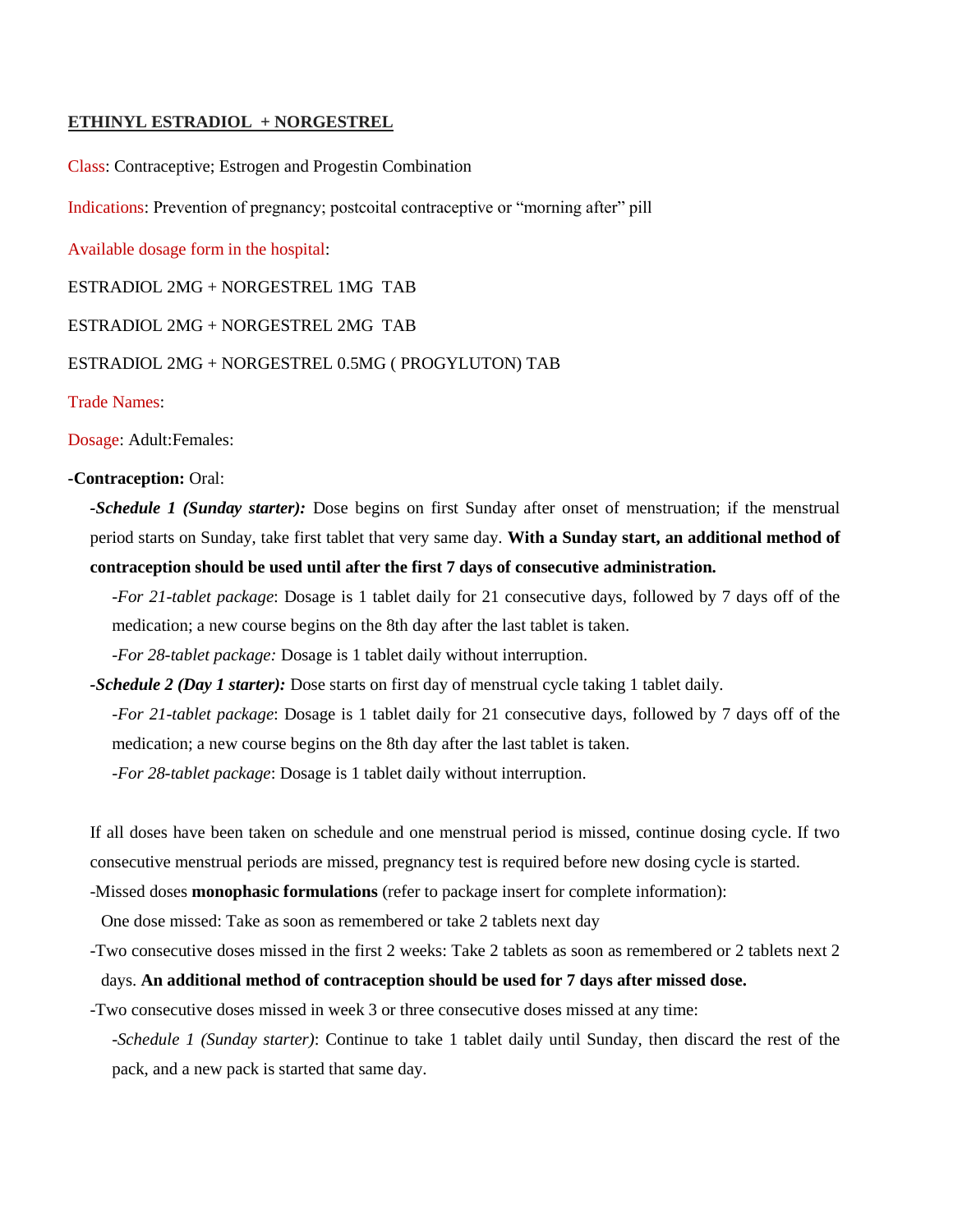**ETHINYL ESTRADIOL + NORGESTREL**

Class: Contraceptive; Estrogen and Progestin Combination

Indications: Prevention of pregnancy; postcoital contraceptive or "morning after" pill

Available dosage form in the hospital:

ESTRADIOL 2MG + NORGESTREL 1MG TAB

ESTRADIOL 2MG + NORGESTREL 2MG TAB

ESTRADIOL 2MG + NORGESTREL 0.5MG ( PROGYLUTON) TAB

Trade Names:

Dosage: Adult:Females:

**-Contraception:** Oral:

-***Schedule 1 (Sunday starter):*** Dose begins on first Sunday after onset of menstruation; if the menstrual period starts on Sunday, take first tablet that very same day. **With a Sunday start, an additional method of contraception should be used until after the first 7 days of consecutive administration.**

-*For 21-tablet package*: Dosage is 1 tablet daily for 21 consecutive days, followed by 7 days off of the medication; a new course begins on the 8th day after the last tablet is taken.

-*For 28-tablet package:* Dosage is 1 tablet daily without interruption.

-***Schedule 2 (Day 1 starter):*** Dose starts on first day of menstrual cycle taking 1 tablet daily.

-*For 21-tablet package*: Dosage is 1 tablet daily for 21 consecutive days, followed by 7 days off of the medication; a new course begins on the 8th day after the last tablet is taken.

-*For 28-tablet package*: Dosage is 1 tablet daily without interruption.

If all doses have been taken on schedule and one menstrual period is missed, continue dosing cycle. If two consecutive menstrual periods are missed, pregnancy test is required before new dosing cycle is started.

-Missed doses **monophasic formulations** (refer to package insert for complete information):

One dose missed: Take as soon as remembered or take 2 tablets next day

-Two consecutive doses missed in the first 2 weeks: Take 2 tablets as soon as remembered or 2 tablets next 2 days. **An additional method of contraception should be used for 7 days after missed dose.**

-Two consecutive doses missed in week 3 or three consecutive doses missed at any time:

-*Schedule 1 (Sunday starter)*: Continue to take 1 tablet daily until Sunday, then discard the rest of the pack, and a new pack is started that same day.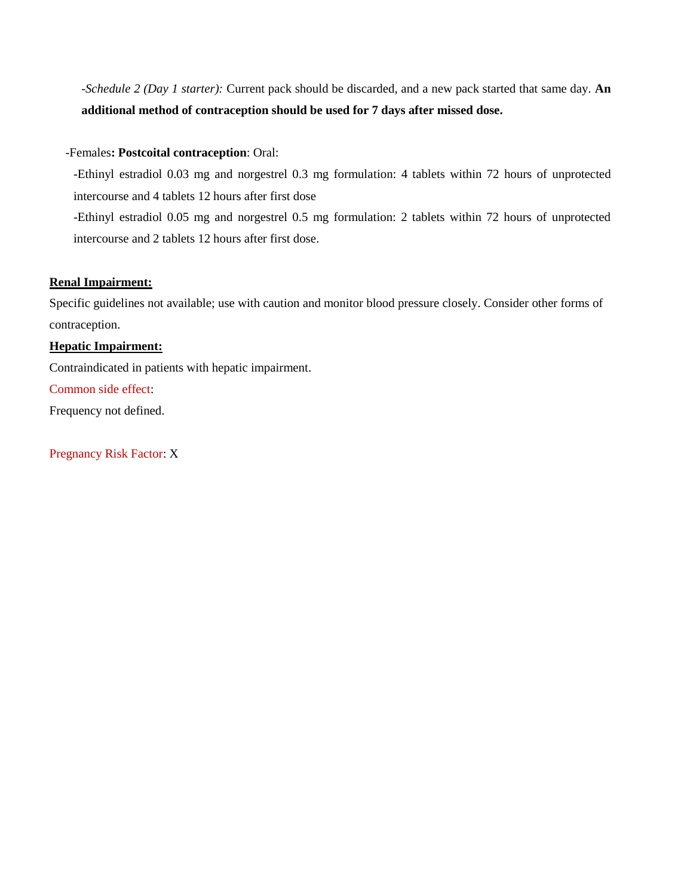-*Schedule 2 (Day 1 starter):* Current pack should be discarded, and a new pack started that same day. **An additional method of contraception should be used for 7 days after missed dose.**

-Females**: Postcoital contraception**: Oral:

-Ethinyl estradiol 0.03 mg and norgestrel 0.3 mg formulation: 4 tablets within 72 hours of unprotected intercourse and 4 tablets 12 hours after first dose

-Ethinyl estradiol 0.05 mg and norgestrel 0.5 mg formulation: 2 tablets within 72 hours of unprotected intercourse and 2 tablets 12 hours after first dose.

**Renal Impairment:**

Specific guidelines not available; use with caution and monitor blood pressure closely. Consider other forms of contraception.

**Hepatic Impairment:**

Contraindicated in patients with hepatic impairment.

Common side effect:

Frequency not defined.

Pregnancy Risk Factor: X